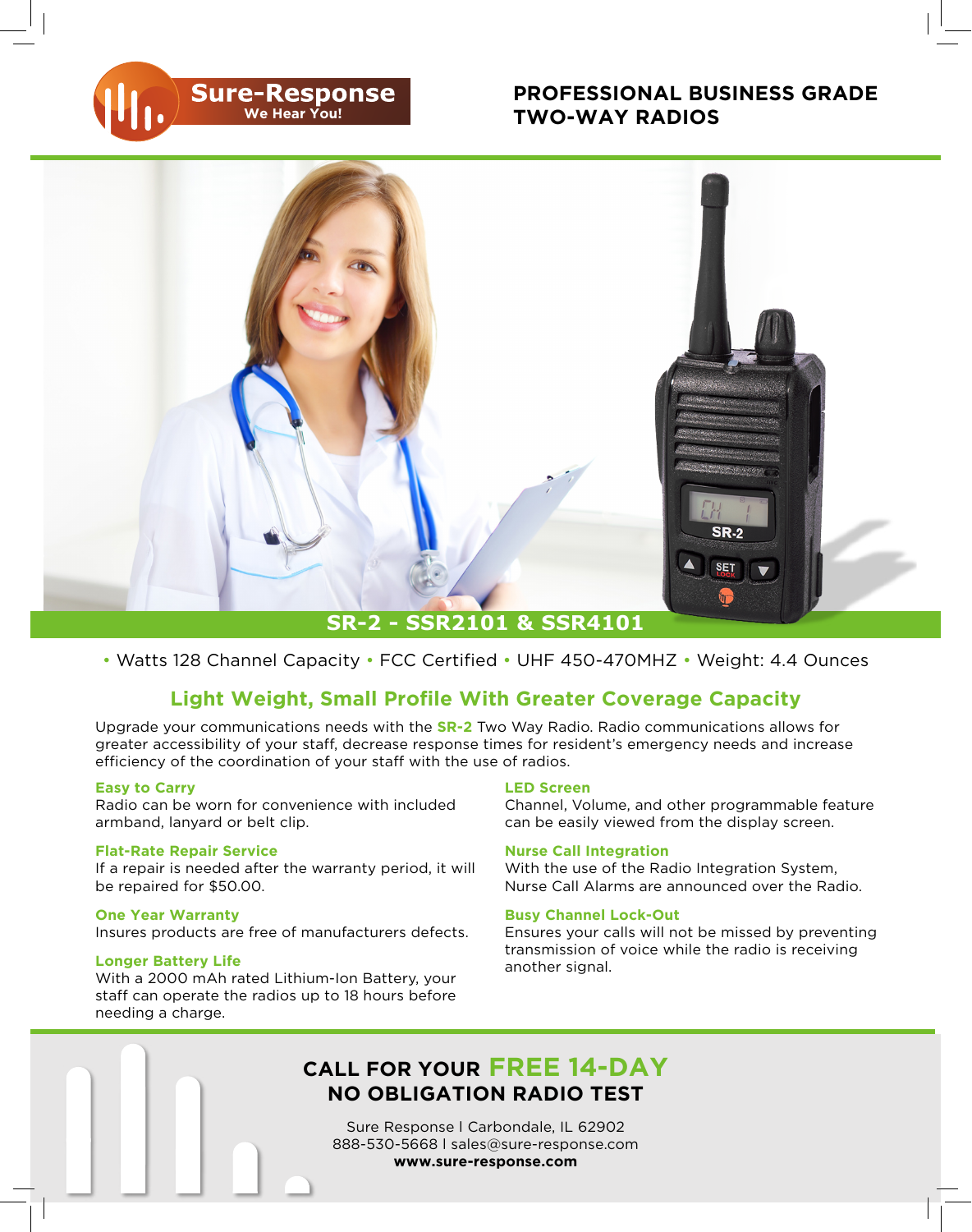**Sure-Response**
We Hear You!

# PROFESSIONAL BUSINESS GRADE TWO-WAY RADIOS

## SR-2 - SSR2101 & SSR4101

• Watts 128 Channel Capacity • FCC Certified • UHF 450-470MHZ • Weight: 4.4 Ounces

## Light Weight, Small Profile With Greater Coverage Capacity

Upgrade your communications needs with the **SR-2** Two Way Radio. Radio communications allows for greater accessibility of your staff, decrease response times for resident's emergency needs and increase efficiency of the coordination of your staff with the use of radios.

**Easy to Carry**
Radio can be worn for convenience with included armband, lanyard or belt clip.

**Flat-Rate Repair Service**
If a repair is needed after the warranty period, it will be repaired for $50.00.

**One Year Warranty**
Insures products are free of manufacturers defects.

**Longer Battery Life**
With a 2000 mAh rated Lithium-Ion Battery, your staff can operate the radios up to 18 hours before needing a charge.

**LED Screen**
Channel, Volume, and other programmable feature can be easily viewed from the display screen.

**Nurse Call Integration**
With the use of the Radio Integration System, Nurse Call Alarms are announced over the Radio.

**Busy Channel Lock-Out**
Ensures your calls will not be missed by preventing transmission of voice while the radio is receiving another signal.

## CALL FOR YOUR FREE 14-DAY NO OBLIGATION RADIO TEST

Sure Response I Carbondale, IL 62902
888-530-5668 I sales@sure-response.com
**www.sure-response.com**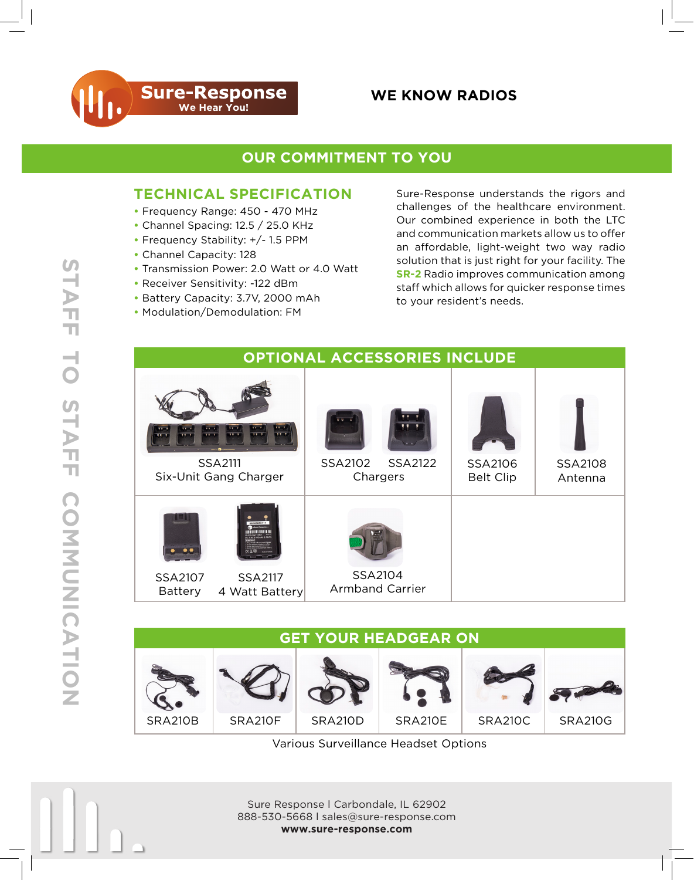**Sure-Response**
We Hear You!

**WE KNOW RADIOS**

## OUR COMMITMENT TO YOU

### TECHNICAL SPECIFICATION

- Frequency Range: 450 - 470 MHz
- Channel Spacing: 12.5 / 25.0 KHz
- Frequency Stability: +/- 1.5 PPM
- Channel Capacity: 128
- Transmission Power: 2.0 Watt or 4.0 Watt
- Receiver Sensitivity: -122 dBm
- Battery Capacity: 3.7V, 2000 mAh
- Modulation/Demodulation: FM

Sure-Response understands the rigors and challenges of the healthcare environment. Our combined experience in both the LTC and communication markets allow us to offer an affordable, light-weight two way radio solution that is just right for your facility. The **SR-2** Radio improves communication among staff which allows for quicker response times to your resident's needs.

## OPTIONAL ACCESSORIES INCLUDE

| | | | |
|---|---|---|---|
| SSA2111<br>Six-Unit Gang Charger | SSA2102 SSA2122<br>Chargers | SSA2106<br>Belt Clip | SSA2108<br>Antenna |
| SSA2107 Battery<br>SSA2117 4 Watt Battery | SSA2104<br>Armband Carrier | | |

## GET YOUR HEADGEAR ON

| | | | | | |
|---|---|---|---|---|---|
| SRA210B | SRA210F | SRA210D | SRA210E | SRA210C | SRA210G |

Various Surveillance Headset Options

STAFF TO STAFF COMMUNICATION

Sure Response I Carbondale, IL 62902
888-530-5668 I sales@sure-response.com
**www.sure-response.com**